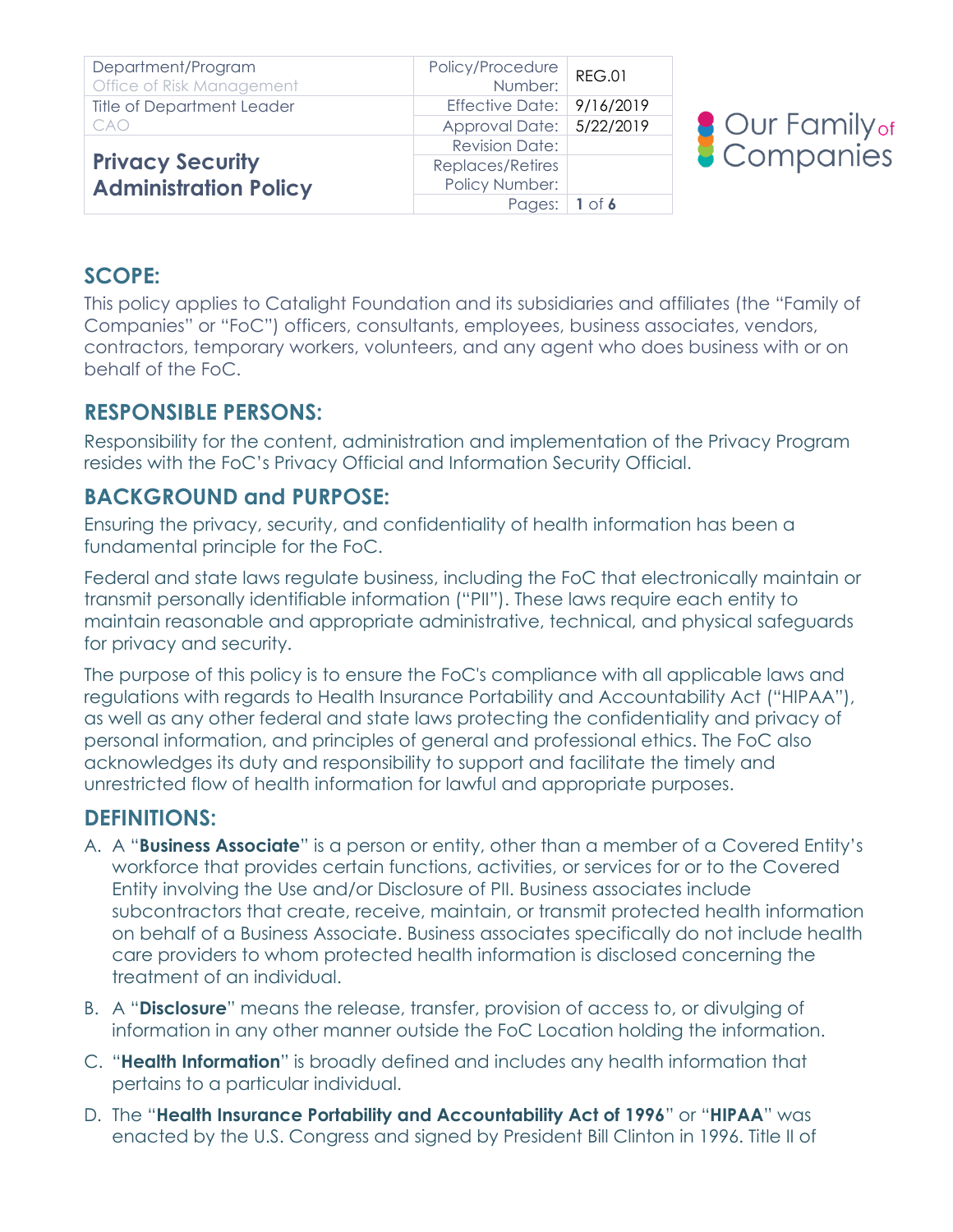| Department/Program<br>Office of Risk Management | Policy/Procedure Number: | REG.01 |
|---|---|---|
| Title of Department Leader<br>CAO | Effective Date: | 9/16/2019 |
| | Approval Date: | 5/22/2019 |
| **Privacy Security Administration Policy** | Revision Date: | |
| | Replaces/Retires Policy Number: | |
| | Pages: | 1 of 6 |

Our Family of Companies

## SCOPE:

This policy applies to Catalight Foundation and its subsidiaries and affiliates (the "Family of Companies" or "FoC") officers, consultants, employees, business associates, vendors, contractors, temporary workers, volunteers, and any agent who does business with or on behalf of the FoC.

## RESPONSIBLE PERSONS:

Responsibility for the content, administration and implementation of the Privacy Program resides with the FoC's Privacy Official and Information Security Official.

## BACKGROUND and PURPOSE:

Ensuring the privacy, security, and confidentiality of health information has been a fundamental principle for the FoC.

Federal and state laws regulate business, including the FoC that electronically maintain or transmit personally identifiable information ("PII"). These laws require each entity to maintain reasonable and appropriate administrative, technical, and physical safeguards for privacy and security.

The purpose of this policy is to ensure the FoC's compliance with all applicable laws and regulations with regards to Health Insurance Portability and Accountability Act ("HIPAA"), as well as any other federal and state laws protecting the confidentiality and privacy of personal information, and principles of general and professional ethics. The FoC also acknowledges its duty and responsibility to support and facilitate the timely and unrestricted flow of health information for lawful and appropriate purposes.

## DEFINITIONS:

A. A "**Business Associate**" is a person or entity, other than a member of a Covered Entity's workforce that provides certain functions, activities, or services for or to the Covered Entity involving the Use and/or Disclosure of PII. Business associates include subcontractors that create, receive, maintain, or transmit protected health information on behalf of a Business Associate. Business associates specifically do not include health care providers to whom protected health information is disclosed concerning the treatment of an individual.

B. A "**Disclosure**" means the release, transfer, provision of access to, or divulging of information in any other manner outside the FoC Location holding the information.

C. "**Health Information**" is broadly defined and includes any health information that pertains to a particular individual.

D. The "**Health Insurance Portability and Accountability Act of 1996**" or "**HIPAA**" was enacted by the U.S. Congress and signed by President Bill Clinton in 1996. Title II of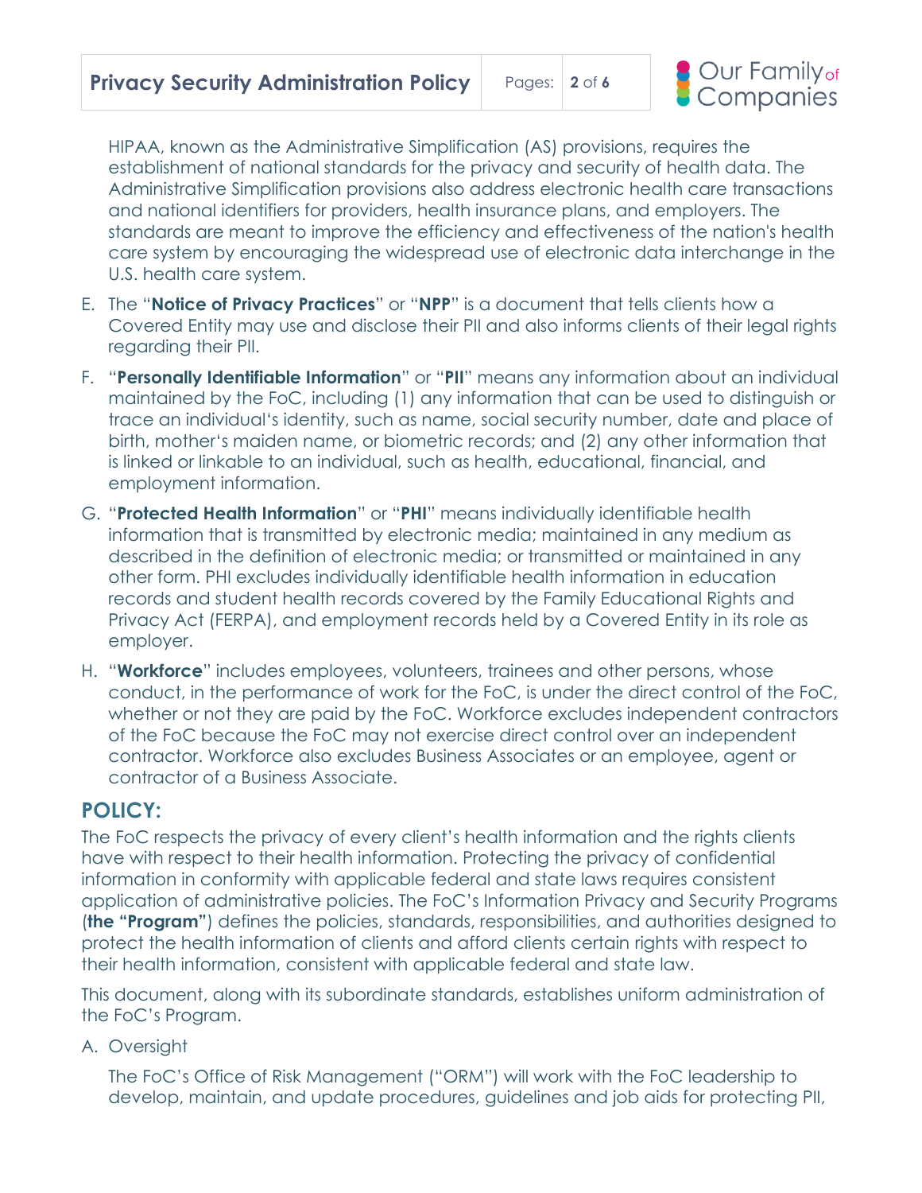HIPAA, known as the Administrative Simplification (AS) provisions, requires the establishment of national standards for the privacy and security of health data. The Administrative Simplification provisions also address electronic health care transactions and national identifiers for providers, health insurance plans, and employers. The standards are meant to improve the efficiency and effectiveness of the nation's health care system by encouraging the widespread use of electronic data interchange in the U.S. health care system.

E. The "**Notice of Privacy Practices**" or "**NPP**" is a document that tells clients how a Covered Entity may use and disclose their PII and also informs clients of their legal rights regarding their PII.

F. "**Personally Identifiable Information**" or "**PII**" means any information about an individual maintained by the FoC, including (1) any information that can be used to distinguish or trace an individual's identity, such as name, social security number, date and place of birth, mother's maiden name, or biometric records; and (2) any other information that is linked or linkable to an individual, such as health, educational, financial, and employment information.

G. "**Protected Health Information**" or "**PHI**" means individually identifiable health information that is transmitted by electronic media; maintained in any medium as described in the definition of electronic media; or transmitted or maintained in any other form. PHI excludes individually identifiable health information in education records and student health records covered by the Family Educational Rights and Privacy Act (FERPA), and employment records held by a Covered Entity in its role as employer.

H. "**Workforce**" includes employees, volunteers, trainees and other persons, whose conduct, in the performance of work for the FoC, is under the direct control of the FoC, whether or not they are paid by the FoC. Workforce excludes independent contractors of the FoC because the FoC may not exercise direct control over an independent contractor. Workforce also excludes Business Associates or an employee, agent or contractor of a Business Associate.

## POLICY:

The FoC respects the privacy of every client's health information and the rights clients have with respect to their health information. Protecting the privacy of confidential information in conformity with applicable federal and state laws requires consistent application of administrative policies. The FoC's Information Privacy and Security Programs (**the "Program"**) defines the policies, standards, responsibilities, and authorities designed to protect the health information of clients and afford clients certain rights with respect to their health information, consistent with applicable federal and state law.

This document, along with its subordinate standards, establishes uniform administration of the FoC's Program.

A. Oversight

The FoC's Office of Risk Management ("ORM") will work with the FoC leadership to develop, maintain, and update procedures, guidelines and job aids for protecting PII,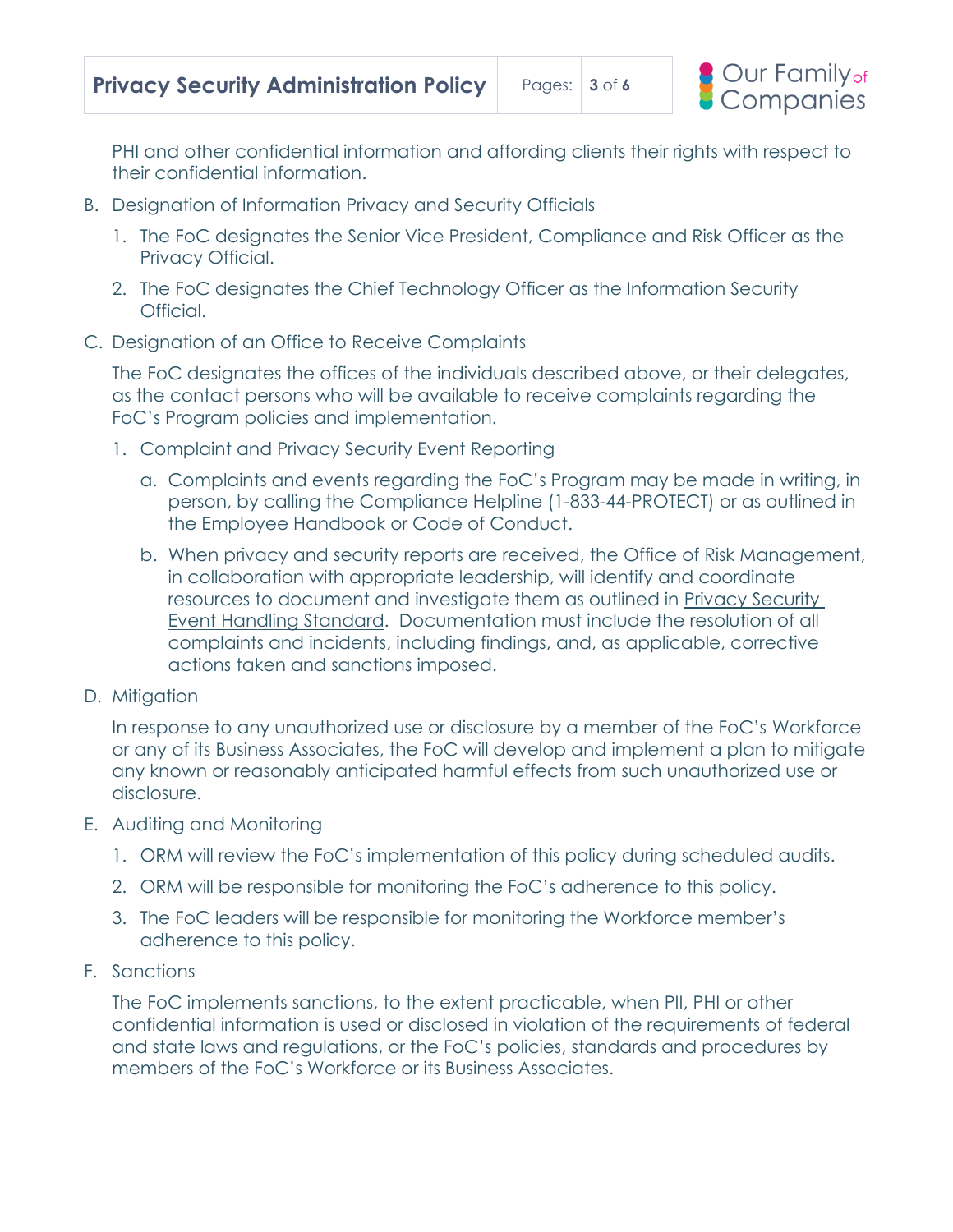PHI and other confidential information and affording clients their rights with respect to their confidential information.

B. Designation of Information Privacy and Security Officials

   1. The FoC designates the Senior Vice President, Compliance and Risk Officer as the Privacy Official.

   2. The FoC designates the Chief Technology Officer as the Information Security Official.

C. Designation of an Office to Receive Complaints

   The FoC designates the offices of the individuals described above, or their delegates, as the contact persons who will be available to receive complaints regarding the FoC's Program policies and implementation.

   1. Complaint and Privacy Security Event Reporting

      a. Complaints and events regarding the FoC's Program may be made in writing, in person, by calling the Compliance Helpline (1-833-44-PROTECT) or as outlined in the Employee Handbook or Code of Conduct.

      b. When privacy and security reports are received, the Office of Risk Management, in collaboration with appropriate leadership, will identify and coordinate resources to document and investigate them as outlined in Privacy Security Event Handling Standard. Documentation must include the resolution of all complaints and incidents, including findings, and, as applicable, corrective actions taken and sanctions imposed.

D. Mitigation

   In response to any unauthorized use or disclosure by a member of the FoC's Workforce or any of its Business Associates, the FoC will develop and implement a plan to mitigate any known or reasonably anticipated harmful effects from such unauthorized use or disclosure.

E. Auditing and Monitoring

   1. ORM will review the FoC's implementation of this policy during scheduled audits.

   2. ORM will be responsible for monitoring the FoC's adherence to this policy.

   3. The FoC leaders will be responsible for monitoring the Workforce member's adherence to this policy.

F. Sanctions

   The FoC implements sanctions, to the extent practicable, when PII, PHI or other confidential information is used or disclosed in violation of the requirements of federal and state laws and regulations, or the FoC's policies, standards and procedures by members of the FoC's Workforce or its Business Associates.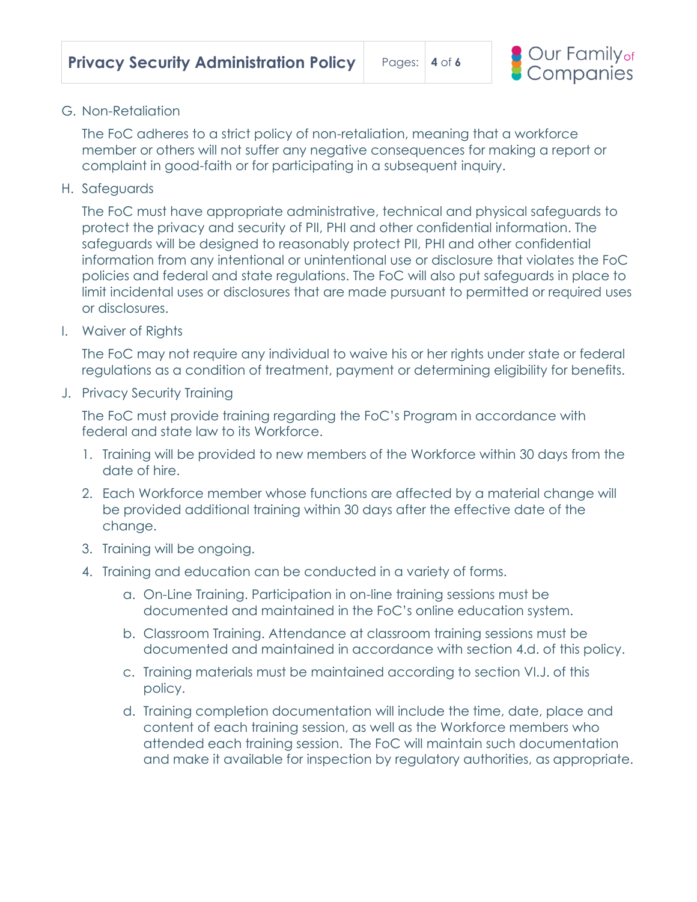G. Non-Retaliation

The FoC adheres to a strict policy of non-retaliation, meaning that a workforce member or others will not suffer any negative consequences for making a report or complaint in good-faith or for participating in a subsequent inquiry.

H. Safeguards

The FoC must have appropriate administrative, technical and physical safeguards to protect the privacy and security of PII, PHI and other confidential information. The safeguards will be designed to reasonably protect PII, PHI and other confidential information from any intentional or unintentional use or disclosure that violates the FoC policies and federal and state regulations. The FoC will also put safeguards in place to limit incidental uses or disclosures that are made pursuant to permitted or required uses or disclosures.

I. Waiver of Rights

The FoC may not require any individual to waive his or her rights under state or federal regulations as a condition of treatment, payment or determining eligibility for benefits.

J. Privacy Security Training

The FoC must provide training regarding the FoC's Program in accordance with federal and state law to its Workforce.

1. Training will be provided to new members of the Workforce within 30 days from the date of hire.
2. Each Workforce member whose functions are affected by a material change will be provided additional training within 30 days after the effective date of the change.
3. Training will be ongoing.
4. Training and education can be conducted in a variety of forms.
   a. On-Line Training. Participation in on-line training sessions must be documented and maintained in the FoC's online education system.
   b. Classroom Training. Attendance at classroom training sessions must be documented and maintained in accordance with section 4.d. of this policy.
   c. Training materials must be maintained according to section VI.J. of this policy.
   d. Training completion documentation will include the time, date, place and content of each training session, as well as the Workforce members who attended each training session. The FoC will maintain such documentation and make it available for inspection by regulatory authorities, as appropriate.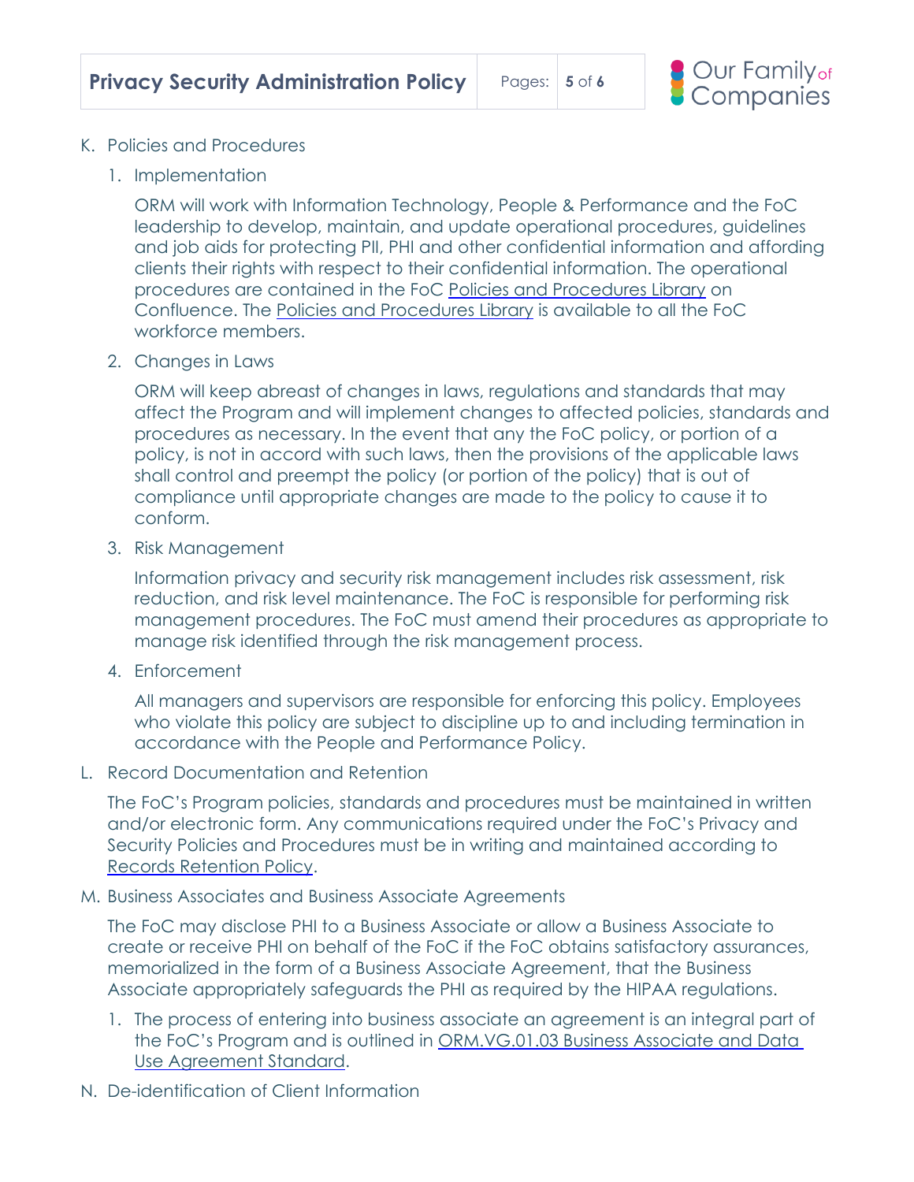K. Policies and Procedures

1. Implementation

   ORM will work with Information Technology, People & Performance and the FoC leadership to develop, maintain, and update operational procedures, guidelines and job aids for protecting PII, PHI and other confidential information and affording clients their rights with respect to their confidential information. The operational procedures are contained in the FoC Policies and Procedures Library on Confluence. The Policies and Procedures Library is available to all the FoC workforce members.

2. Changes in Laws

   ORM will keep abreast of changes in laws, regulations and standards that may affect the Program and will implement changes to affected policies, standards and procedures as necessary. In the event that any the FoC policy, or portion of a policy, is not in accord with such laws, then the provisions of the applicable laws shall control and preempt the policy (or portion of the policy) that is out of compliance until appropriate changes are made to the policy to cause it to conform.

3. Risk Management

   Information privacy and security risk management includes risk assessment, risk reduction, and risk level maintenance. The FoC is responsible for performing risk management procedures. The FoC must amend their procedures as appropriate to manage risk identified through the risk management process.

4. Enforcement

   All managers and supervisors are responsible for enforcing this policy. Employees who violate this policy are subject to discipline up to and including termination in accordance with the People and Performance Policy.

L. Record Documentation and Retention

The FoC's Program policies, standards and procedures must be maintained in written and/or electronic form. Any communications required under the FoC's Privacy and Security Policies and Procedures must be in writing and maintained according to Records Retention Policy.

M. Business Associates and Business Associate Agreements

The FoC may disclose PHI to a Business Associate or allow a Business Associate to create or receive PHI on behalf of the FoC if the FoC obtains satisfactory assurances, memorialized in the form of a Business Associate Agreement, that the Business Associate appropriately safeguards the PHI as required by the HIPAA regulations.

1. The process of entering into business associate an agreement is an integral part of the FoC's Program and is outlined in ORM.VG.01.03 Business Associate and Data Use Agreement Standard.

N. De-identification of Client Information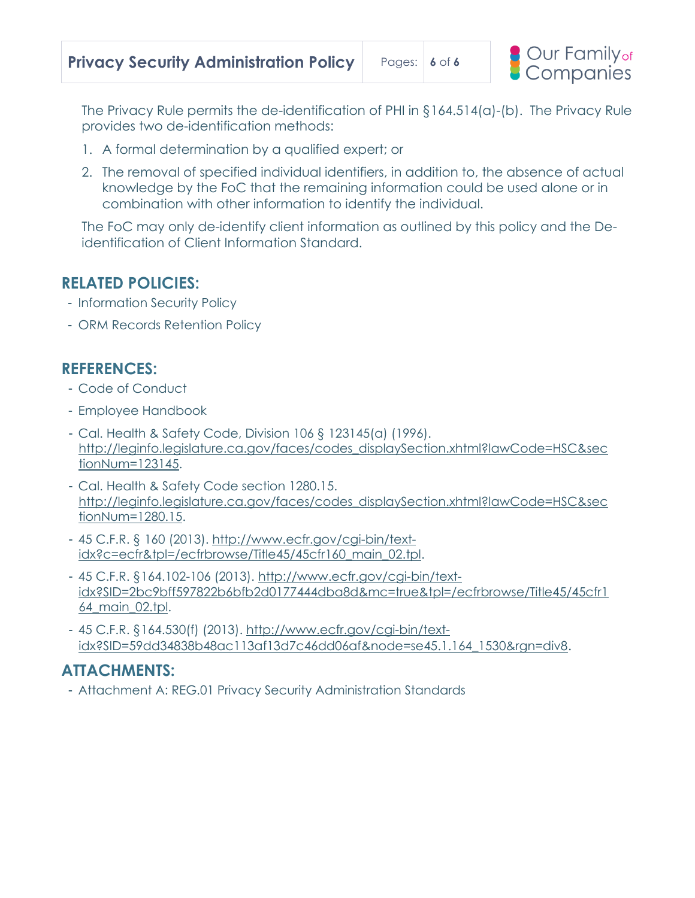The Privacy Rule permits the de-identification of PHI in §164.514(a)-(b). The Privacy Rule provides two de-identification methods:

1. A formal determination by a qualified expert; or
2. The removal of specified individual identifiers, in addition to, the absence of actual knowledge by the FoC that the remaining information could be used alone or in combination with other information to identify the individual.

The FoC may only de-identify client information as outlined by this policy and the De-identification of Client Information Standard.

## RELATED POLICIES:

- Information Security Policy
- ORM Records Retention Policy

## REFERENCES:

- Code of Conduct
- Employee Handbook
- Cal. Health & Safety Code, Division 106 § 123145(a) (1996). http://leginfo.legislature.ca.gov/faces/codes_displaySection.xhtml?lawCode=HSC&sectionNum=123145.
- Cal. Health & Safety Code section 1280.15. http://leginfo.legislature.ca.gov/faces/codes_displaySection.xhtml?lawCode=HSC&sectionNum=1280.15.
- 45 C.F.R. § 160 (2013). http://www.ecfr.gov/cgi-bin/text-idx?c=ecfr&tpl=/ecfrbrowse/Title45/45cfr160_main_02.tpl.
- 45 C.F.R. §164.102-106 (2013). http://www.ecfr.gov/cgi-bin/text-idx?SID=2bc9bff597822b6bfb2d0177444dba8d&mc=true&tpl=/ecfrbrowse/Title45/45cfr164_main_02.tpl.
- 45 C.F.R. §164.530(f) (2013). http://www.ecfr.gov/cgi-bin/text-idx?SID=59dd34838b48ac113af13d7c46dd06af&node=se45.1.164_1530&rgn=div8.

## ATTACHMENTS:

- Attachment A: REG.01 Privacy Security Administration Standards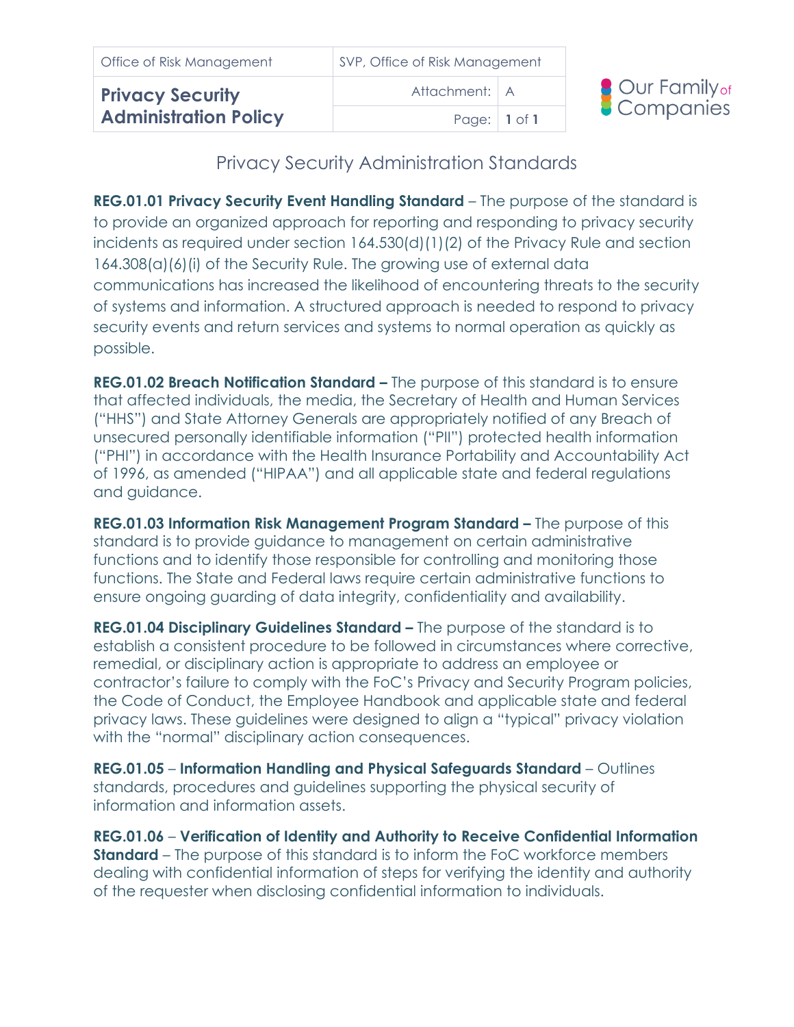| | | |
|---|---|---|
| Office of Risk Management | SVP, Office of Risk Management | |
| **Privacy Security Administration Policy** | Attachment: | A |

# Privacy Security Administration Standards

**REG.01.01 Privacy Security Event Handling Standard** – The purpose of the standard is to provide an organized approach for reporting and responding to privacy security incidents as required under section 164.530(d)(1)(2) of the Privacy Rule and section 164.308(a)(6)(i) of the Security Rule. The growing use of external data communications has increased the likelihood of encountering threats to the security of systems and information. A structured approach is needed to respond to privacy security events and return services and systems to normal operation as quickly as possible.

**REG.01.02 Breach Notification Standard –** The purpose of this standard is to ensure that affected individuals, the media, the Secretary of Health and Human Services ("HHS") and State Attorney Generals are appropriately notified of any Breach of unsecured personally identifiable information ("PII") protected health information ("PHI") in accordance with the Health Insurance Portability and Accountability Act of 1996, as amended ("HIPAA") and all applicable state and federal regulations and guidance.

**REG.01.03 Information Risk Management Program Standard –** The purpose of this standard is to provide guidance to management on certain administrative functions and to identify those responsible for controlling and monitoring those functions. The State and Federal laws require certain administrative functions to ensure ongoing guarding of data integrity, confidentiality and availability.

**REG.01.04 Disciplinary Guidelines Standard –** The purpose of the standard is to establish a consistent procedure to be followed in circumstances where corrective, remedial, or disciplinary action is appropriate to address an employee or contractor's failure to comply with the FoC's Privacy and Security Program policies, the Code of Conduct, the Employee Handbook and applicable state and federal privacy laws. These guidelines were designed to align a "typical" privacy violation with the "normal" disciplinary action consequences.

**REG.01.05** – **Information Handling and Physical Safeguards Standard** – Outlines standards, procedures and guidelines supporting the physical security of information and information assets.

**REG.01.06** – **Verification of Identity and Authority to Receive Confidential Information Standard** – The purpose of this standard is to inform the FoC workforce members dealing with confidential information of steps for verifying the identity and authority of the requester when disclosing confidential information to individuals.